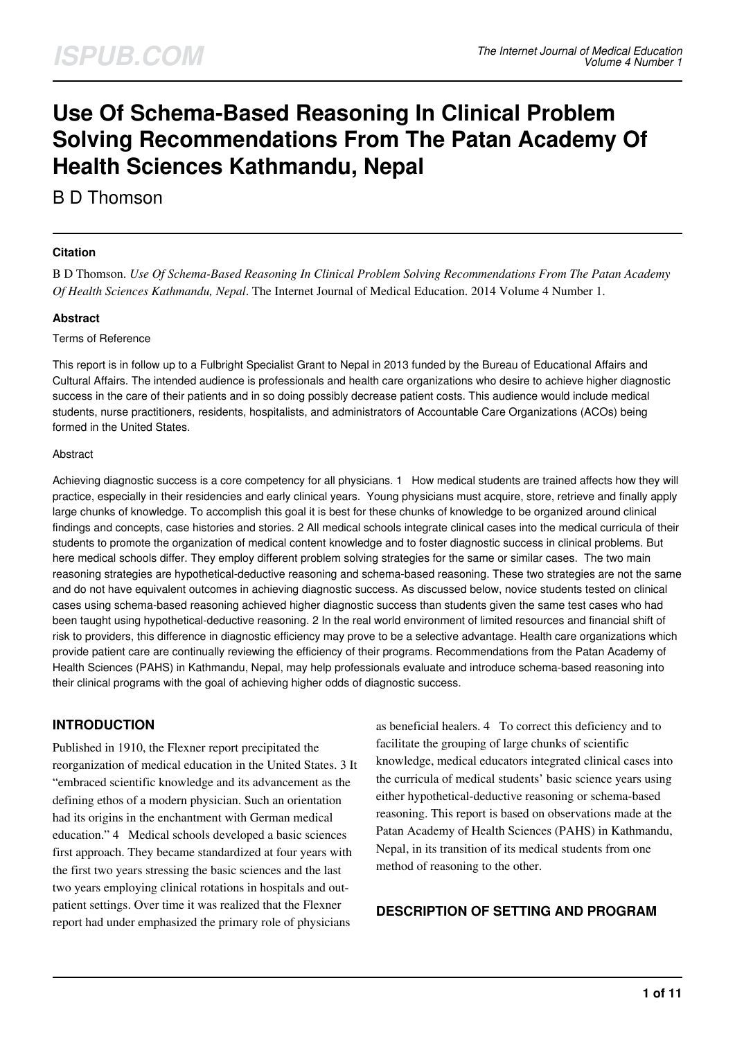# Use Of Schema-Based Reasoning In Clinical Problem Solving Recommendations From The Patan Academy Of Health Sciences Kathmandu, Nepal

B D Thomson

### Citation

B D Thomson. *Use Of Schema-Based Reasoning In Clinical Problem Solving Recommendations From The Patan Academy Of Health Sciences Kathmandu, Nepal*. The Internet Journal of Medical Education. 2014 Volume 4 Number 1.

### Abstract

Terms of Reference

This report is in follow up to a Fulbright Specialist Grant to Nepal in 2013 funded by the Bureau of Educational Affairs and Cultural Affairs. The intended audience is professionals and health care organizations who desire to achieve higher diagnostic success in the care of their patients and in so doing possibly decrease patient costs. This audience would include medical students, nurse practitioners, residents, hospitalists, and administrators of Accountable Care Organizations (ACOs) being formed in the United States.

Abstract

Achieving diagnostic success is a core competency for all physicians. [1] How medical students are trained affects how they will practice, especially in their residencies and early clinical years. Young physicians must acquire, store, retrieve and finally apply large chunks of knowledge. To accomplish this goal it is best for these chunks of knowledge to be organized around clinical findings and concepts, case histories and stories. [2] All medical schools integrate clinical cases into the medical curricula of their students to promote the organization of medical content knowledge and to foster diagnostic success in clinical problems. But here medical schools differ. They employ different problem solving strategies for the same or similar cases. The two main reasoning strategies are hypothetical-deductive reasoning and schema-based reasoning. These two strategies are not the same and do not have equivalent outcomes in achieving diagnostic success. As discussed below, novice students tested on clinical cases using schema-based reasoning achieved higher diagnostic success than students given the same test cases who had been taught using hypothetical-deductive reasoning. [2] In the real world environment of limited resources and financial shift of risk to providers, this difference in diagnostic efficiency may prove to be a selective advantage. Health care organizations which provide patient care are continually reviewing the efficiency of their programs. Recommendations from the Patan Academy of Health Sciences (PAHS) in Kathmandu, Nepal, may help professionals evaluate and introduce schema-based reasoning into their clinical programs with the goal of achieving higher odds of diagnostic success.

## INTRODUCTION

Published in 1910, the Flexner report precipitated the reorganization of medical education in the United States. [3] It "embraced scientific knowledge and its advancement as the defining ethos of a modern physician. Such an orientation had its origins in the enchantment with German medical education." [4] Medical schools developed a basic sciences first approach. They became standardized at four years with the first two years stressing the basic sciences and the last two years employing clinical rotations in hospitals and out-patient settings. Over time it was realized that the Flexner report had under emphasized the primary role of physicians as beneficial healers. [4] To correct this deficiency and to facilitate the grouping of large chunks of scientific knowledge, medical educators integrated clinical cases into the curricula of medical students' basic science years using either hypothetical-deductive reasoning or schema-based reasoning. This report is based on observations made at the Patan Academy of Health Sciences (PAHS) in Kathmandu, Nepal, in its transition of its medical students from one method of reasoning to the other.

## DESCRIPTION OF SETTING AND PROGRAM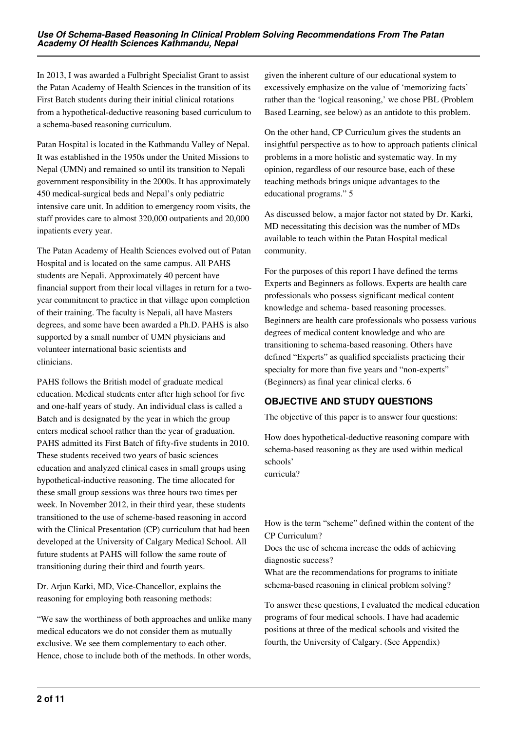In 2013, I was awarded a Fulbright Specialist Grant to assist the Patan Academy of Health Sciences in the transition of its First Batch students during their initial clinical rotations from a hypothetical-deductive reasoning based curriculum to a schema-based reasoning curriculum.

Patan Hospital is located in the Kathmandu Valley of Nepal. It was established in the 1950s under the United Missions to Nepal (UMN) and remained so until its transition to Nepali government responsibility in the 2000s. It has approximately 450 medical-surgical beds and Nepal's only pediatric intensive care unit. In addition to emergency room visits, the staff provides care to almost 320,000 outpatients and 20,000 inpatients every year.

The Patan Academy of Health Sciences evolved out of Patan Hospital and is located on the same campus. All PAHS students are Nepali. Approximately 40 percent have financial support from their local villages in return for a two-year commitment to practice in that village upon completion of their training. The faculty is Nepali, all have Masters degrees, and some have been awarded a Ph.D. PAHS is also supported by a small number of UMN physicians and volunteer international basic scientists and clinicians.

PAHS follows the British model of graduate medical education. Medical students enter after high school for five and one-half years of study. An individual class is called a Batch and is designated by the year in which the group enters medical school rather than the year of graduation. PAHS admitted its First Batch of fifty-five students in 2010. These students received two years of basic sciences education and analyzed clinical cases in small groups using hypothetical-inductive reasoning. The time allocated for these small group sessions was three hours two times per week. In November 2012, in their third year, these students transitioned to the use of scheme-based reasoning in accord with the Clinical Presentation (CP) curriculum that had been developed at the University of Calgary Medical School. All future students at PAHS will follow the same route of transitioning during their third and fourth years.

Dr. Arjun Karki, MD, Vice-Chancellor, explains the reasoning for employing both reasoning methods:

"We saw the worthiness of both approaches and unlike many medical educators we do not consider them as mutually exclusive. We see them complementary to each other. Hence, chose to include both of the methods. In other words, given the inherent culture of our educational system to excessively emphasize on the value of 'memorizing facts' rather than the 'logical reasoning,' we chose PBL (Problem Based Learning, see below) as an antidote to this problem.

On the other hand, CP Curriculum gives the students an insightful perspective as to how to approach patients clinical problems in a more holistic and systematic way. In my opinion, regardless of our resource base, each of these teaching methods brings unique advantages to the educational programs." 5

As discussed below, a major factor not stated by Dr. Karki, MD necessitating this decision was the number of MDs available to teach within the Patan Hospital medical community.

For the purposes of this report I have defined the terms Experts and Beginners as follows. Experts are health care professionals who possess significant medical content knowledge and schema- based reasoning processes. Beginners are health care professionals who possess various degrees of medical content knowledge and who are transitioning to schema-based reasoning. Others have defined "Experts" as qualified specialists practicing their specialty for more than five years and "non-experts" (Beginners) as final year clinical clerks. 6

## OBJECTIVE AND STUDY QUESTIONS

The objective of this paper is to answer four questions:

How does hypothetical-deductive reasoning compare with schema-based reasoning as they are used within medical schools' curricula?

How is the term "scheme" defined within the content of the CP Curriculum?

Does the use of schema increase the odds of achieving diagnostic success?

What are the recommendations for programs to initiate schema-based reasoning in clinical problem solving?

To answer these questions, I evaluated the medical education programs of four medical schools. I have had academic positions at three of the medical schools and visited the fourth, the University of Calgary. (See Appendix)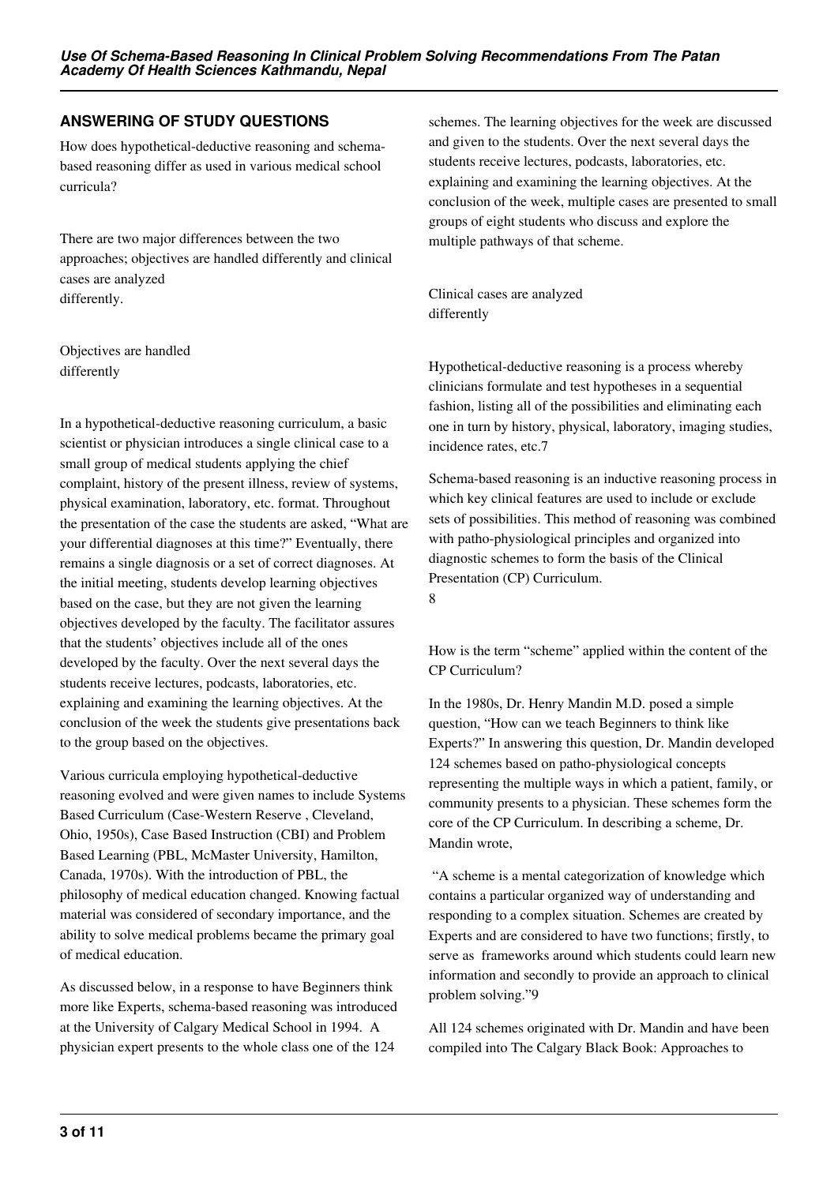## ANSWERING OF STUDY QUESTIONS

How does hypothetical-deductive reasoning and schema-based reasoning differ as used in various medical school curricula?

There are two major differences between the two approaches; objectives are handled differently and clinical cases are analyzed differently.

Objectives are handled differently

In a hypothetical-deductive reasoning curriculum, a basic scientist or physician introduces a single clinical case to a small group of medical students applying the chief complaint, history of the present illness, review of systems, physical examination, laboratory, etc. format. Throughout the presentation of the case the students are asked, "What are your differential diagnoses at this time?" Eventually, there remains a single diagnosis or a set of correct diagnoses. At the initial meeting, students develop learning objectives based on the case, but they are not given the learning objectives developed by the faculty. The facilitator assures that the students' objectives include all of the ones developed by the faculty. Over the next several days the students receive lectures, podcasts, laboratories, etc. explaining and examining the learning objectives. At the conclusion of the week the students give presentations back to the group based on the objectives.

Various curricula employing hypothetical-deductive reasoning evolved and were given names to include Systems Based Curriculum (Case-Western Reserve , Cleveland, Ohio, 1950s), Case Based Instruction (CBI) and Problem Based Learning (PBL, McMaster University, Hamilton, Canada, 1970s). With the introduction of PBL, the philosophy of medical education changed. Knowing factual material was considered of secondary importance, and the ability to solve medical problems became the primary goal of medical education.

As discussed below, in a response to have Beginners think more like Experts, schema-based reasoning was introduced at the University of Calgary Medical School in 1994. A physician expert presents to the whole class one of the 124 schemes. The learning objectives for the week are discussed and given to the students. Over the next several days the students receive lectures, podcasts, laboratories, etc. explaining and examining the learning objectives. At the conclusion of the week, multiple cases are presented to small groups of eight students who discuss and explore the multiple pathways of that scheme.

Clinical cases are analyzed differently

Hypothetical-deductive reasoning is a process whereby clinicians formulate and test hypotheses in a sequential fashion, listing all of the possibilities and eliminating each one in turn by history, physical, laboratory, imaging studies, incidence rates, etc.[7]

Schema-based reasoning is an inductive reasoning process in which key clinical features are used to include or exclude sets of possibilities. This method of reasoning was combined with patho-physiological principles and organized into diagnostic schemes to form the basis of the Clinical Presentation (CP) Curriculum.[8]

How is the term "scheme" applied within the content of the CP Curriculum?

In the 1980s, Dr. Henry Mandin M.D. posed a simple question, "How can we teach Beginners to think like Experts?" In answering this question, Dr. Mandin developed 124 schemes based on patho-physiological concepts representing the multiple ways in which a patient, family, or community presents to a physician. These schemes form the core of the CP Curriculum. In describing a scheme, Dr. Mandin wrote,

"A scheme is a mental categorization of knowledge which contains a particular organized way of understanding and responding to a complex situation. Schemes are created by Experts and are considered to have two functions; firstly, to serve as frameworks around which students could learn new information and secondly to provide an approach to clinical problem solving."[9]

All 124 schemes originated with Dr. Mandin and have been compiled into The Calgary Black Book: Approaches to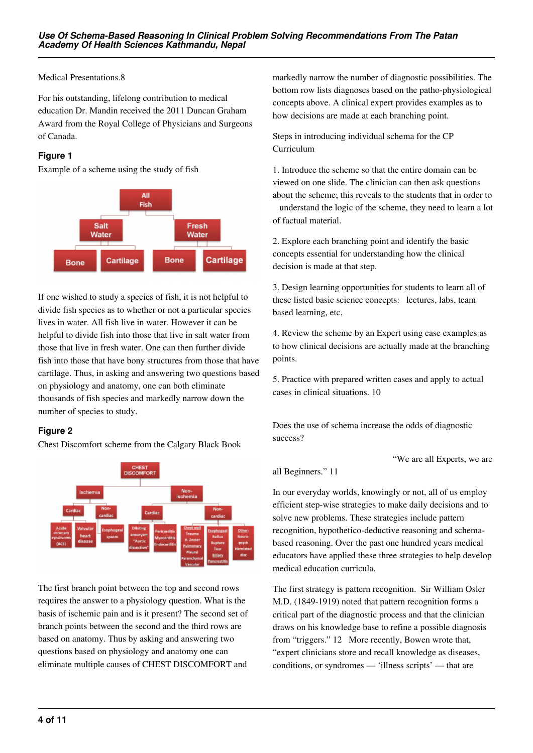Medical Presentations.8

For his outstanding, lifelong contribution to medical education Dr. Mandin received the 2011 Duncan Graham Award from the Royal College of Physicians and Surgeons of Canada.

### Figure 1

Example of a scheme using the study of fish

If one wished to study a species of fish, it is not helpful to divide fish species as to whether or not a particular species lives in water. All fish live in water. However it can be helpful to divide fish into those that live in salt water from those that live in fresh water. One can then further divide fish into those that have bony structures from those that have cartilage. Thus, in asking and answering two questions based on physiology and anatomy, one can both eliminate thousands of fish species and markedly narrow down the number of species to study.

### Figure 2

Chest Discomfort scheme from the Calgary Black Book

The first branch point between the top and second rows requires the answer to a physiology question. What is the basis of ischemic pain and is it present? The second set of branch points between the second and the third rows are based on anatomy. Thus by asking and answering two questions based on physiology and anatomy one can eliminate multiple causes of CHEST DISCOMFORT and markedly narrow the number of diagnostic possibilities. The bottom row lists diagnoses based on the patho-physiological concepts above. A clinical expert provides examples as to how decisions are made at each branching point.

Steps in introducing individual schema for the CP Curriculum

1. Introduce the scheme so that the entire domain can be viewed on one slide. The clinician can then ask questions about the scheme; this reveals to the students that in order to understand the logic of the scheme, they need to learn a lot of factual material.

2. Explore each branching point and identify the basic concepts essential for understanding how the clinical decision is made at that step.

3. Design learning opportunities for students to learn all of these listed basic science concepts: lectures, labs, team based learning, etc.

4. Review the scheme by an Expert using case examples as to how clinical decisions are actually made at the branching points.

5. Practice with prepared written cases and apply to actual cases in clinical situations. 10

Does the use of schema increase the odds of diagnostic success?

"We are all Experts, we are all Beginners." 11

In our everyday worlds, knowingly or not, all of us employ efficient step-wise strategies to make daily decisions and to solve new problems. These strategies include pattern recognition, hypothetico-deductive reasoning and schema-based reasoning. Over the past one hundred years medical educators have applied these three strategies to help develop medical education curricula.

The first strategy is pattern recognition. Sir William Osler M.D. (1849-1919) noted that pattern recognition forms a critical part of the diagnostic process and that the clinician draws on his knowledge base to refine a possible diagnosis from "triggers." 12 More recently, Bowen wrote that, "expert clinicians store and recall knowledge as diseases, conditions, or syndromes — 'illness scripts' — that are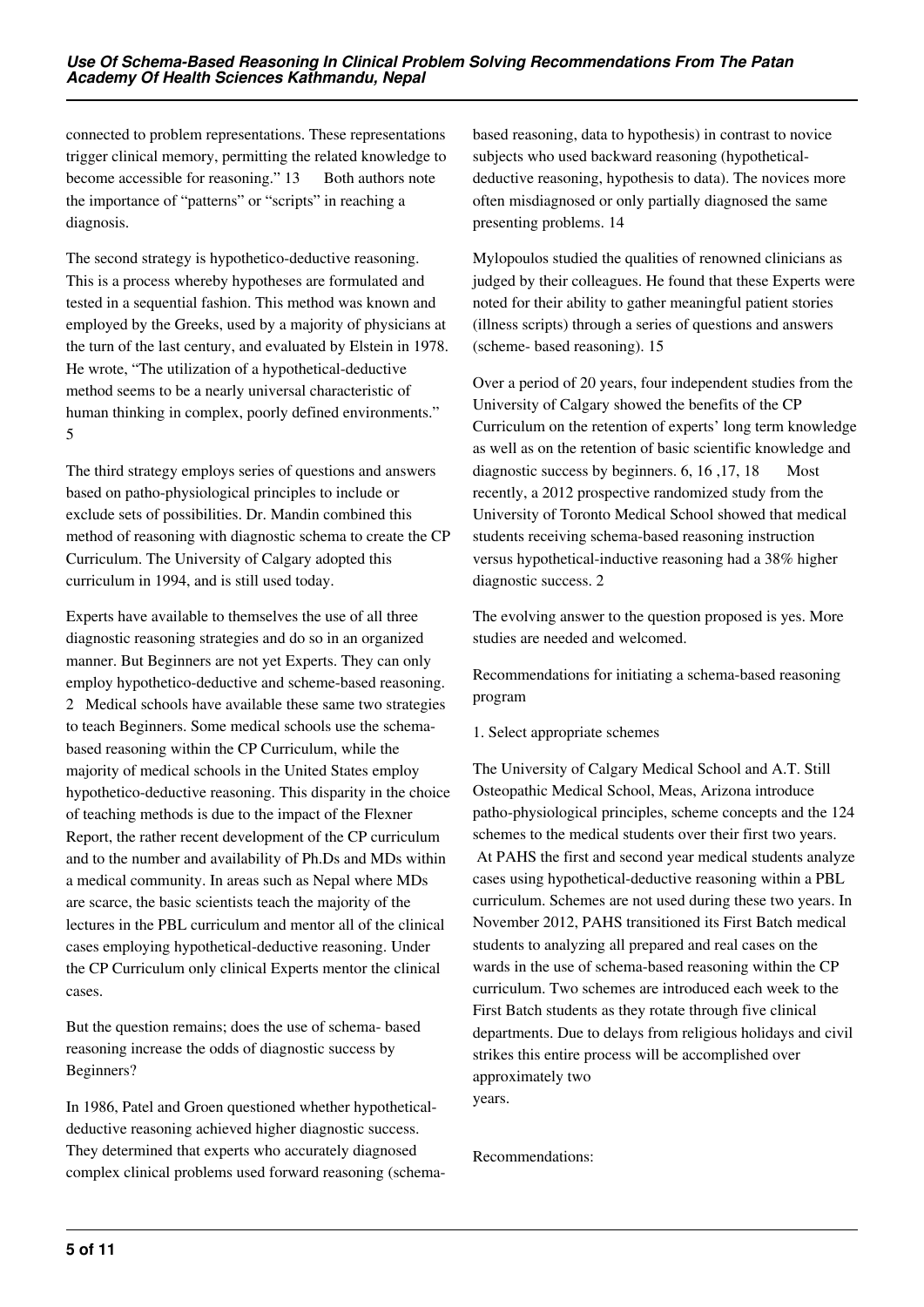connected to problem representations. These representations trigger clinical memory, permitting the related knowledge to become accessible for reasoning." 13 Both authors note the importance of "patterns" or "scripts" in reaching a diagnosis.

The second strategy is hypothetico-deductive reasoning. This is a process whereby hypotheses are formulated and tested in a sequential fashion. This method was known and employed by the Greeks, used by a majority of physicians at the turn of the last century, and evaluated by Elstein in 1978. He wrote, "The utilization of a hypothetical-deductive method seems to be a nearly universal characteristic of human thinking in complex, poorly defined environments." 5

The third strategy employs series of questions and answers based on patho-physiological principles to include or exclude sets of possibilities. Dr. Mandin combined this method of reasoning with diagnostic schema to create the CP Curriculum. The University of Calgary adopted this curriculum in 1994, and is still used today.

Experts have available to themselves the use of all three diagnostic reasoning strategies and do so in an organized manner. But Beginners are not yet Experts. They can only employ hypothetico-deductive and scheme-based reasoning. 2 Medical schools have available these same two strategies to teach Beginners. Some medical schools use the schema-based reasoning within the CP Curriculum, while the majority of medical schools in the United States employ hypothetico-deductive reasoning. This disparity in the choice of teaching methods is due to the impact of the Flexner Report, the rather recent development of the CP curriculum and to the number and availability of Ph.Ds and MDs within a medical community. In areas such as Nepal where MDs are scarce, the basic scientists teach the majority of the lectures in the PBL curriculum and mentor all of the clinical cases employing hypothetical-deductive reasoning. Under the CP Curriculum only clinical Experts mentor the clinical cases.

But the question remains; does the use of schema- based reasoning increase the odds of diagnostic success by Beginners?

In 1986, Patel and Groen questioned whether hypothetical-deductive reasoning achieved higher diagnostic success. They determined that experts who accurately diagnosed complex clinical problems used forward reasoning (schema-based reasoning, data to hypothesis) in contrast to novice subjects who used backward reasoning (hypothetical-deductive reasoning, hypothesis to data). The novices more often misdiagnosed or only partially diagnosed the same presenting problems. 14

Mylopoulos studied the qualities of renowned clinicians as judged by their colleagues. He found that these Experts were noted for their ability to gather meaningful patient stories (illness scripts) through a series of questions and answers (scheme- based reasoning). 15

Over a period of 20 years, four independent studies from the University of Calgary showed the benefits of the CP Curriculum on the retention of experts' long term knowledge as well as on the retention of basic scientific knowledge and diagnostic success by beginners. 6, 16 ,17, 18 Most recently, a 2012 prospective randomized study from the University of Toronto Medical School showed that medical students receiving schema-based reasoning instruction versus hypothetical-inductive reasoning had a 38% higher diagnostic success. 2

The evolving answer to the question proposed is yes. More studies are needed and welcomed.

Recommendations for initiating a schema-based reasoning program

1. Select appropriate schemes

The University of Calgary Medical School and A.T. Still Osteopathic Medical School, Meas, Arizona introduce patho-physiological principles, scheme concepts and the 124 schemes to the medical students over their first two years. At PAHS the first and second year medical students analyze cases using hypothetical-deductive reasoning within a PBL curriculum. Schemes are not used during these two years. In November 2012, PAHS transitioned its First Batch medical students to analyzing all prepared and real cases on the wards in the use of schema-based reasoning within the CP curriculum. Two schemes are introduced each week to the First Batch students as they rotate through five clinical departments. Due to delays from religious holidays and civil strikes this entire process will be accomplished over approximately two years.

Recommendations: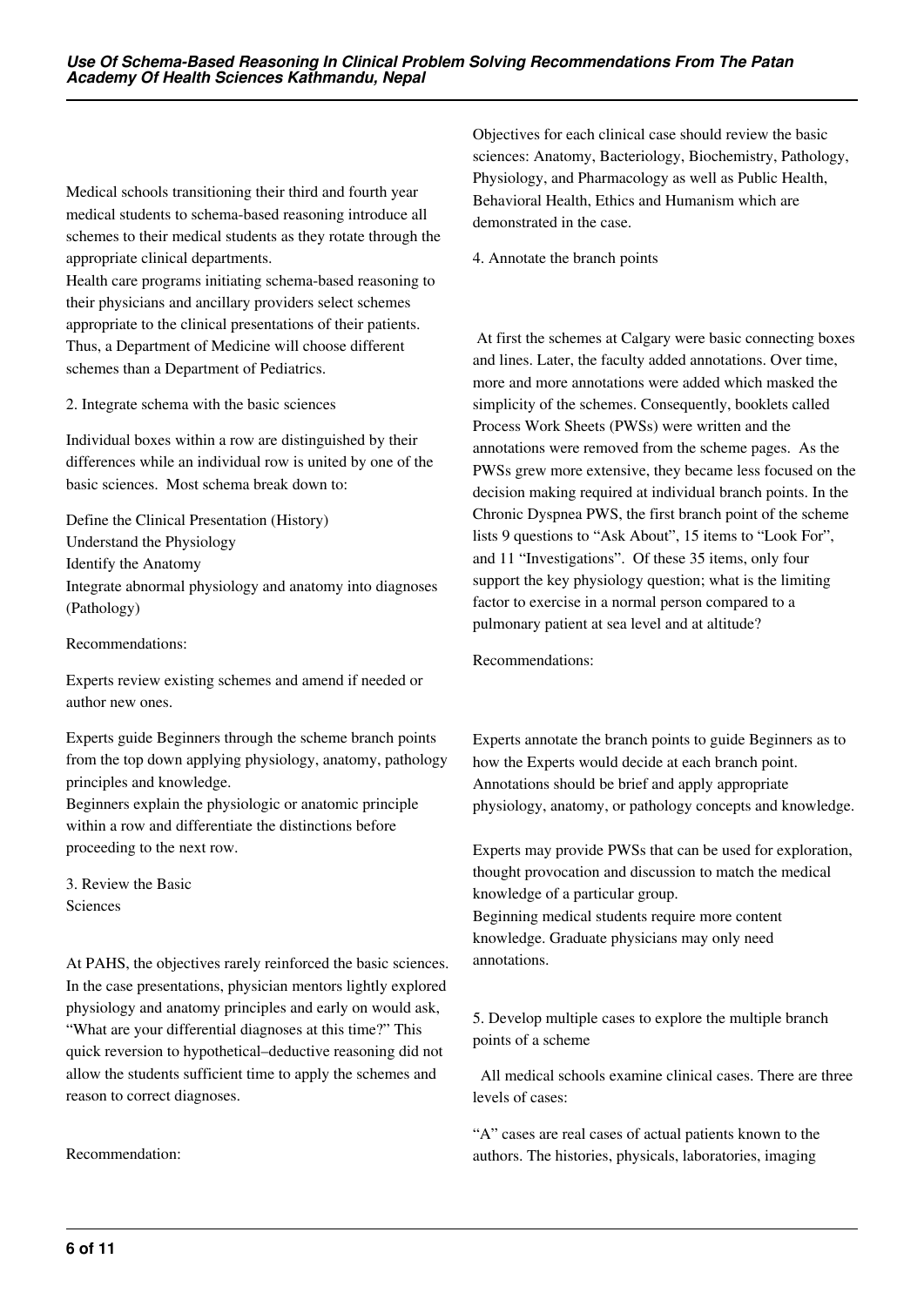Medical schools transitioning their third and fourth year medical students to schema-based reasoning introduce all schemes to their medical students as they rotate through the appropriate clinical departments.

Health care programs initiating schema-based reasoning to their physicians and ancillary providers select schemes appropriate to the clinical presentations of their patients. Thus, a Department of Medicine will choose different schemes than a Department of Pediatrics.

2. Integrate schema with the basic sciences

Individual boxes within a row are distinguished by their differences while an individual row is united by one of the basic sciences. Most schema break down to:

Define the Clinical Presentation (History)
Understand the Physiology
Identify the Anatomy
Integrate abnormal physiology and anatomy into diagnoses (Pathology)

Recommendations:

Experts review existing schemes and amend if needed or author new ones.

Experts guide Beginners through the scheme branch points from the top down applying physiology, anatomy, pathology principles and knowledge.

Beginners explain the physiologic or anatomic principle within a row and differentiate the distinctions before proceeding to the next row.

3. Review the Basic Sciences

At PAHS, the objectives rarely reinforced the basic sciences. In the case presentations, physician mentors lightly explored physiology and anatomy principles and early on would ask, “What are your differential diagnoses at this time?” This quick reversion to hypothetical–deductive reasoning did not allow the students sufficient time to apply the schemes and reason to correct diagnoses.

Recommendation:

Objectives for each clinical case should review the basic sciences: Anatomy, Bacteriology, Biochemistry, Pathology, Physiology, and Pharmacology as well as Public Health, Behavioral Health, Ethics and Humanism which are demonstrated in the case.

4. Annotate the branch points

At first the schemes at Calgary were basic connecting boxes and lines. Later, the faculty added annotations. Over time, more and more annotations were added which masked the simplicity of the schemes. Consequently, booklets called Process Work Sheets (PWSs) were written and the annotations were removed from the scheme pages. As the PWSs grew more extensive, they became less focused on the decision making required at individual branch points. In the Chronic Dyspnea PWS, the first branch point of the scheme lists 9 questions to “Ask About”, 15 items to “Look For”, and 11 “Investigations”. Of these 35 items, only four support the key physiology question; what is the limiting factor to exercise in a normal person compared to a pulmonary patient at sea level and at altitude?

Recommendations:

Experts annotate the branch points to guide Beginners as to how the Experts would decide at each branch point. Annotations should be brief and apply appropriate physiology, anatomy, or pathology concepts and knowledge.

Experts may provide PWSs that can be used for exploration, thought provocation and discussion to match the medical knowledge of a particular group.

Beginning medical students require more content knowledge. Graduate physicians may only need annotations.

5. Develop multiple cases to explore the multiple branch points of a scheme

All medical schools examine clinical cases. There are three levels of cases:

“A” cases are real cases of actual patients known to the authors. The histories, physicals, laboratories, imaging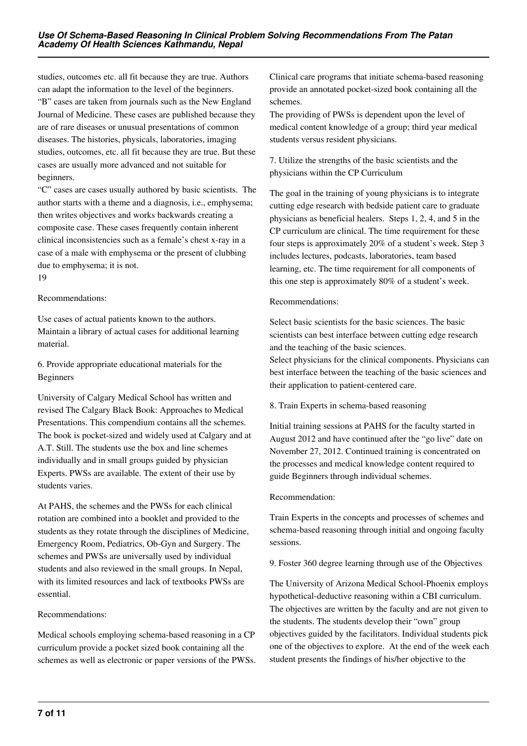studies, outcomes etc. all fit because they are true. Authors can adapt the information to the level of the beginners.

"B" cases are taken from journals such as the New England Journal of Medicine. These cases are published because they are of rare diseases or unusual presentations of common diseases. The histories, physicals, laboratories, imaging studies, outcomes, etc. all fit because they are true. But these cases are usually more advanced and not suitable for beginners.

"C" cases are cases usually authored by basic scientists. The author starts with a theme and a diagnosis, i.e., emphysema; then writes objectives and works backwards creating a composite case. These cases frequently contain inherent clinical inconsistencies such as a female's chest x-ray in a case of a male with emphysema or the present of clubbing due to emphysema; it is not.
19

Recommendations:

Use cases of actual patients known to the authors.
Maintain a library of actual cases for additional learning material.

### 6. Provide appropriate educational materials for the Beginners

University of Calgary Medical School has written and revised The Calgary Black Book: Approaches to Medical Presentations. This compendium contains all the schemes. The book is pocket-sized and widely used at Calgary and at A.T. Still. The students use the box and line schemes individually and in small groups guided by physician Experts. PWSs are available. The extent of their use by students varies.

At PAHS, the schemes and the PWSs for each clinical rotation are combined into a booklet and provided to the students as they rotate through the disciplines of Medicine, Emergency Room, Pediatrics, Ob-Gyn and Surgery. The schemes and PWSs are universally used by individual students and also reviewed in the small groups. In Nepal, with its limited resources and lack of textbooks PWSs are essential.

Recommendations:

Medical schools employing schema-based reasoning in a CP curriculum provide a pocket sized book containing all the schemes as well as electronic or paper versions of the PWSs. Clinical care programs that initiate schema-based reasoning provide an annotated pocket-sized book containing all the schemes.
The providing of PWSs is dependent upon the level of medical content knowledge of a group; third year medical students versus resident physicians.

### 7. Utilize the strengths of the basic scientists and the physicians within the CP Curriculum

The goal in the training of young physicians is to integrate cutting edge research with bedside patient care to graduate physicians as beneficial healers. Steps 1, 2, 4, and 5 in the CP curriculum are clinical. The time requirement for these four steps is approximately 20% of a student's week. Step 3 includes lectures, podcasts, laboratories, team based learning, etc. The time requirement for all components of this one step is approximately 80% of a student's week.

Recommendations:

Select basic scientists for the basic sciences. The basic scientists can best interface between cutting edge research and the teaching of the basic sciences.
Select physicians for the clinical components. Physicians can best interface between the teaching of the basic sciences and their application to patient-centered care.

### 8. Train Experts in schema-based reasoning

Initial training sessions at PAHS for the faculty started in August 2012 and have continued after the "go live" date on November 27, 2012. Continued training is concentrated on the processes and medical knowledge content required to guide Beginners through individual schemes.

Recommendation:

Train Experts in the concepts and processes of schemes and schema-based reasoning through initial and ongoing faculty sessions.

### 9. Foster 360 degree learning through use of the Objectives

The University of Arizona Medical School-Phoenix employs hypothetical-deductive reasoning within a CBI curriculum. The objectives are written by the faculty and are not given to the students. The students develop their "own" group objectives guided by the facilitators. Individual students pick one of the objectives to explore. At the end of the week each student presents the findings of his/her objective to the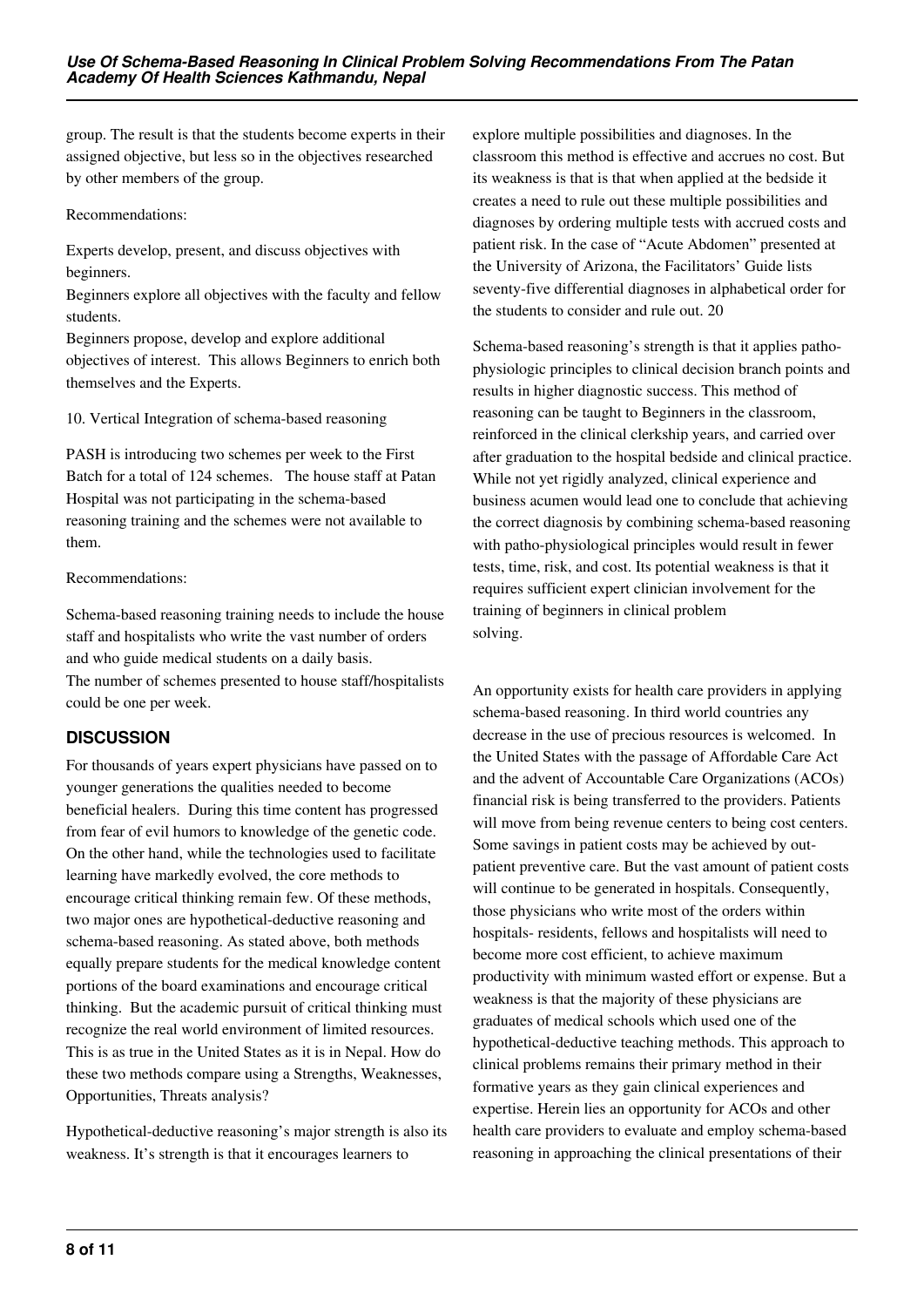group. The result is that the students become experts in their assigned objective, but less so in the objectives researched by other members of the group.

Recommendations:

Experts develop, present, and discuss objectives with beginners.
Beginners explore all objectives with the faculty and fellow students.
Beginners propose, develop and explore additional objectives of interest. This allows Beginners to enrich both themselves and the Experts.

10. Vertical Integration of schema-based reasoning

PASH is introducing two schemes per week to the First Batch for a total of 124 schemes. The house staff at Patan Hospital was not participating in the schema-based reasoning training and the schemes were not available to them.

Recommendations:

Schema-based reasoning training needs to include the house staff and hospitalists who write the vast number of orders and who guide medical students on a daily basis.
The number of schemes presented to house staff/hospitalists could be one per week.

## DISCUSSION

For thousands of years expert physicians have passed on to younger generations the qualities needed to become beneficial healers. During this time content has progressed from fear of evil humors to knowledge of the genetic code. On the other hand, while the technologies used to facilitate learning have markedly evolved, the core methods to encourage critical thinking remain few. Of these methods, two major ones are hypothetical-deductive reasoning and schema-based reasoning. As stated above, both methods equally prepare students for the medical knowledge content portions of the board examinations and encourage critical thinking. But the academic pursuit of critical thinking must recognize the real world environment of limited resources. This is as true in the United States as it is in Nepal. How do these two methods compare using a Strengths, Weaknesses, Opportunities, Threats analysis?

Hypothetical-deductive reasoning's major strength is also its weakness. It's strength is that it encourages learners to explore multiple possibilities and diagnoses. In the classroom this method is effective and accrues no cost. But its weakness is that is that when applied at the bedside it creates a need to rule out these multiple possibilities and diagnoses by ordering multiple tests with accrued costs and patient risk. In the case of "Acute Abdomen" presented at the University of Arizona, the Facilitators' Guide lists seventy-five differential diagnoses in alphabetical order for the students to consider and rule out. 20

Schema-based reasoning's strength is that it applies patho-physiologic principles to clinical decision branch points and results in higher diagnostic success. This method of reasoning can be taught to Beginners in the classroom, reinforced in the clinical clerkship years, and carried over after graduation to the hospital bedside and clinical practice. While not yet rigidly analyzed, clinical experience and business acumen would lead one to conclude that achieving the correct diagnosis by combining schema-based reasoning with patho-physiological principles would result in fewer tests, time, risk, and cost. Its potential weakness is that it requires sufficient expert clinician involvement for the training of beginners in clinical problem solving.

An opportunity exists for health care providers in applying schema-based reasoning. In third world countries any decrease in the use of precious resources is welcomed. In the United States with the passage of Affordable Care Act and the advent of Accountable Care Organizations (ACOs) financial risk is being transferred to the providers. Patients will move from being revenue centers to being cost centers. Some savings in patient costs may be achieved by out-patient preventive care. But the vast amount of patient costs will continue to be generated in hospitals. Consequently, those physicians who write most of the orders within hospitals- residents, fellows and hospitalists will need to become more cost efficient, to achieve maximum productivity with minimum wasted effort or expense. But a weakness is that the majority of these physicians are graduates of medical schools which used one of the hypothetical-deductive teaching methods. This approach to clinical problems remains their primary method in their formative years as they gain clinical experiences and expertise. Herein lies an opportunity for ACOs and other health care providers to evaluate and employ schema-based reasoning in approaching the clinical presentations of their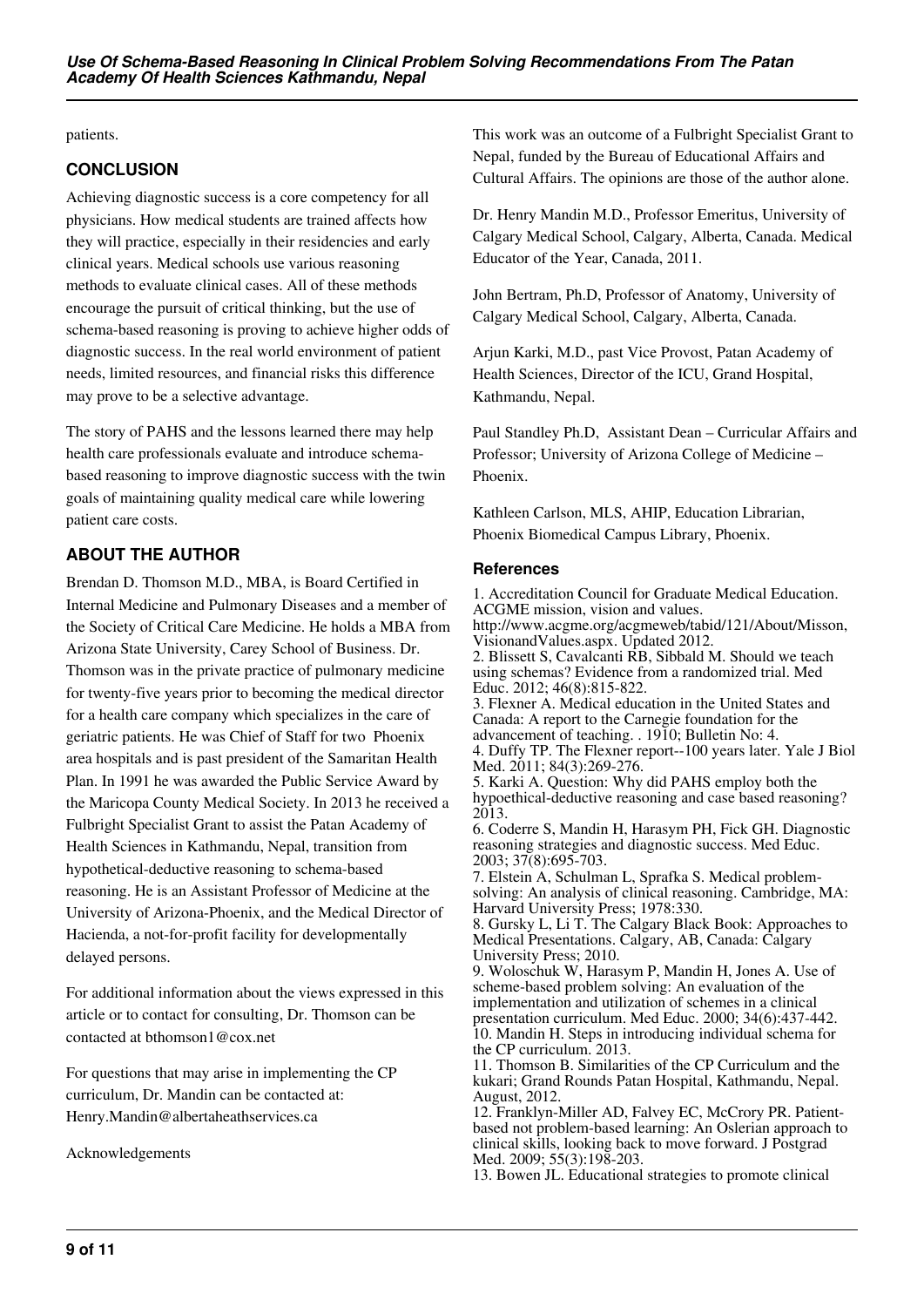patients.

## CONCLUSION

Achieving diagnostic success is a core competency for all physicians. How medical students are trained affects how they will practice, especially in their residencies and early clinical years. Medical schools use various reasoning methods to evaluate clinical cases. All of these methods encourage the pursuit of critical thinking, but the use of schema-based reasoning is proving to achieve higher odds of diagnostic success. In the real world environment of patient needs, limited resources, and financial risks this difference may prove to be a selective advantage.

The story of PAHS and the lessons learned there may help health care professionals evaluate and introduce schema-based reasoning to improve diagnostic success with the twin goals of maintaining quality medical care while lowering patient care costs.

## ABOUT THE AUTHOR

Brendan D. Thomson M.D., MBA, is Board Certified in Internal Medicine and Pulmonary Diseases and a member of the Society of Critical Care Medicine. He holds a MBA from Arizona State University, Carey School of Business. Dr. Thomson was in the private practice of pulmonary medicine for twenty-five years prior to becoming the medical director for a health care company which specializes in the care of geriatric patients. He was Chief of Staff for two Phoenix area hospitals and is past president of the Samaritan Health Plan. In 1991 he was awarded the Public Service Award by the Maricopa County Medical Society. In 2013 he received a Fulbright Specialist Grant to assist the Patan Academy of Health Sciences in Kathmandu, Nepal, transition from hypothetical-deductive reasoning to schema-based reasoning. He is an Assistant Professor of Medicine at the University of Arizona-Phoenix, and the Medical Director of Hacienda, a not-for-profit facility for developmentally delayed persons.

For additional information about the views expressed in this article or to contact for consulting, Dr. Thomson can be contacted at bthomson1@cox.net

For questions that may arise in implementing the CP curriculum, Dr. Mandin can be contacted at: Henry.Mandin@albertaheathservices.ca

Acknowledgements

This work was an outcome of a Fulbright Specialist Grant to Nepal, funded by the Bureau of Educational Affairs and Cultural Affairs. The opinions are those of the author alone.

Dr. Henry Mandin M.D., Professor Emeritus, University of Calgary Medical School, Calgary, Alberta, Canada. Medical Educator of the Year, Canada, 2011.

John Bertram, Ph.D, Professor of Anatomy, University of Calgary Medical School, Calgary, Alberta, Canada.

Arjun Karki, M.D., past Vice Provost, Patan Academy of Health Sciences, Director of the ICU, Grand Hospital, Kathmandu, Nepal.

Paul Standley Ph.D, Assistant Dean – Curricular Affairs and Professor; University of Arizona College of Medicine – Phoenix.

Kathleen Carlson, MLS, AHIP, Education Librarian, Phoenix Biomedical Campus Library, Phoenix.

### References

1. Accreditation Council for Graduate Medical Education. ACGME mission, vision and values. http://www.acgme.org/acgmeweb/tabid/121/About/Misson, VisionandValues.aspx. Updated 2012.
2. Blissett S, Cavalcanti RB, Sibbald M. Should we teach using schemas? Evidence from a randomized trial. Med Educ. 2012; 46(8):815-822.
3. Flexner A. Medical education in the United States and Canada: A report to the Carnegie foundation for the advancement of teaching. . 1910; Bulletin No: 4.
4. Duffy TP. The Flexner report--100 years later. Yale J Biol Med. 2011; 84(3):269-276.
5. Karki A. Question: Why did PAHS employ both the hypoethical-deductive reasoning and case based reasoning? 2013.
6. Coderre S, Mandin H, Harasym PH, Fick GH. Diagnostic reasoning strategies and diagnostic success. Med Educ. 2003; 37(8):695-703.
7. Elstein A, Schulman L, Sprafka S. Medical problem-solving: An analysis of clinical reasoning. Cambridge, MA: Harvard University Press; 1978:330.
8. Gursky L, Li T. The Calgary Black Book: Approaches to Medical Presentations. Calgary, AB, Canada: Calgary University Press; 2010.
9. Woloschuk W, Harasym P, Mandin H, Jones A. Use of scheme-based problem solving: An evaluation of the implementation and utilization of schemes in a clinical presentation curriculum. Med Educ. 2000; 34(6):437-442.
10. Mandin H. Steps in introducing individual schema for the CP curriculum. 2013.
11. Thomson B. Similarities of the CP Curriculum and the kukari; Grand Rounds Patan Hospital, Kathmandu, Nepal. August, 2012.
12. Franklyn-Miller AD, Falvey EC, McCrory PR. Patient-based not problem-based learning: An Oslerian approach to clinical skills, looking back to move forward. J Postgrad Med. 2009; 55(3):198-203.
13. Bowen JL. Educational strategies to promote clinical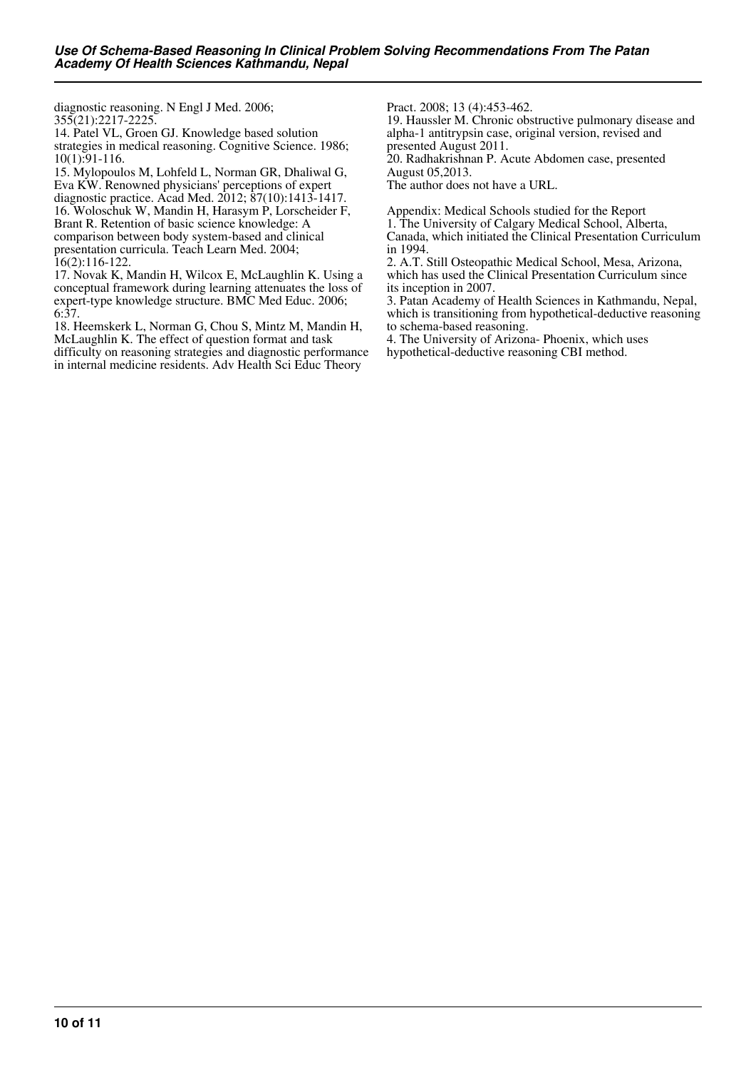diagnostic reasoning. N Engl J Med. 2006; 355(21):2217-2225.

14. Patel VL, Groen GJ. Knowledge based solution strategies in medical reasoning. Cognitive Science. 1986; 10(1):91-116.

15. Mylopoulos M, Lohfeld L, Norman GR, Dhaliwal G, Eva KW. Renowned physicians' perceptions of expert diagnostic practice. Acad Med. 2012; 87(10):1413-1417.

16. Woloschuk W, Mandin H, Harasym P, Lorscheider F, Brant R. Retention of basic science knowledge: A comparison between body system-based and clinical presentation curricula. Teach Learn Med. 2004; 16(2):116-122.

17. Novak K, Mandin H, Wilcox E, McLaughlin K. Using a conceptual framework during learning attenuates the loss of expert-type knowledge structure. BMC Med Educ. 2006; 6:37.

18. Heemskerk L, Norman G, Chou S, Mintz M, Mandin H, McLaughlin K. The effect of question format and task difficulty on reasoning strategies and diagnostic performance in internal medicine residents. Adv Health Sci Educ Theory Pract. 2008; 13 (4):453-462.

19. Haussler M. Chronic obstructive pulmonary disease and alpha-1 antitrypsin case, original version, revised and presented August 2011.

20. Radhakrishnan P. Acute Abdomen case, presented August 05,2013.

The author does not have a URL.

Appendix: Medical Schools studied for the Report

1. The University of Calgary Medical School, Alberta, Canada, which initiated the Clinical Presentation Curriculum in 1994.
2. A.T. Still Osteopathic Medical School, Mesa, Arizona, which has used the Clinical Presentation Curriculum since its inception in 2007.
3. Patan Academy of Health Sciences in Kathmandu, Nepal, which is transitioning from hypothetical-deductive reasoning to schema-based reasoning.
4. The University of Arizona- Phoenix, which uses hypothetical-deductive reasoning CBI method.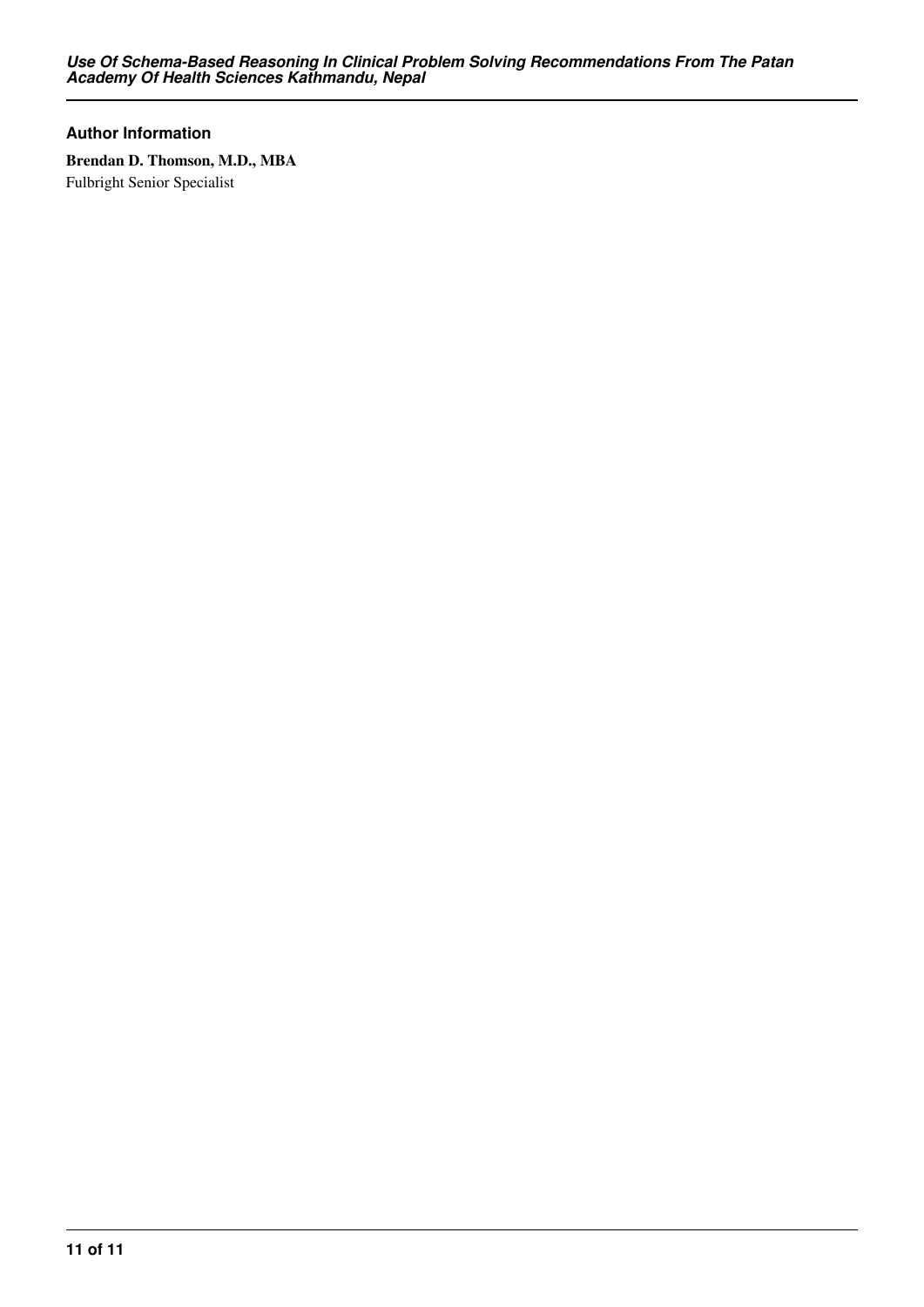### Author Information

**Brendan D. Thomson, M.D., MBA**
Fulbright Senior Specialist